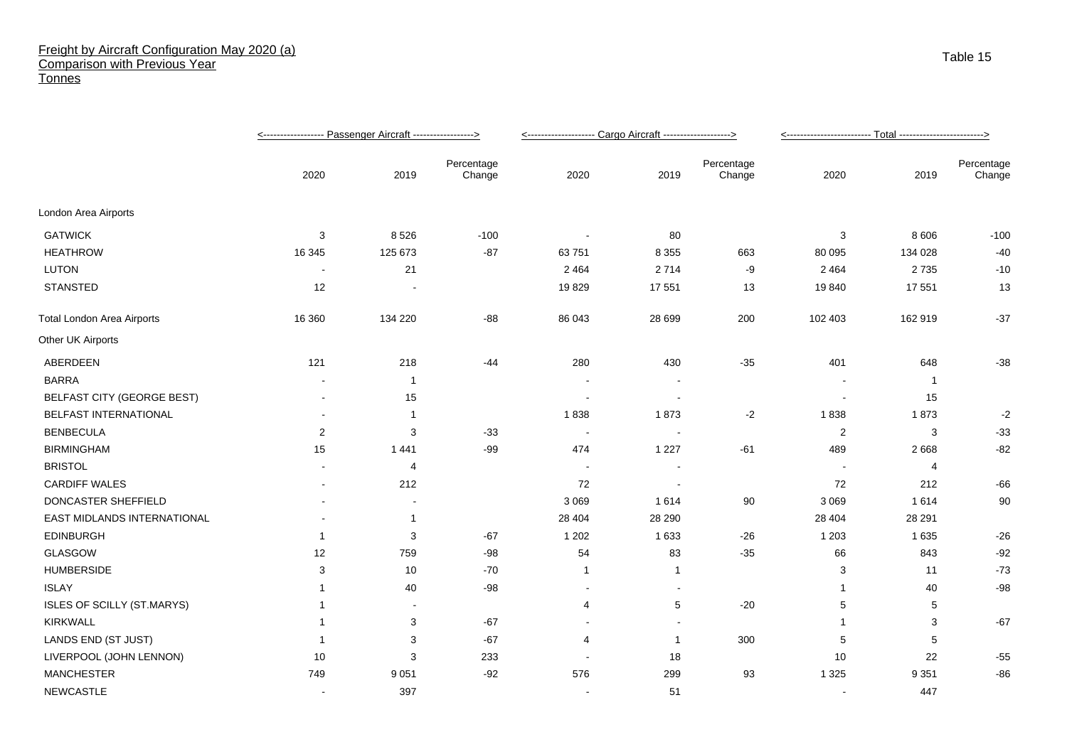# Freight by Aircraft Configuration May 2020 (a)
## Comparison with Previous Year
### Tonnes

Table 15

| | Passenger Aircraft | | | Cargo Aircraft | | | Total | | |
|---|---|---|---|---|---|---|---|---|---|
| | 2020 | 2019 | Percentage Change | 2020 | 2019 | Percentage Change | 2020 | 2019 | Percentage Change |
| London Area Airports | | | | | | | | | |
| GATWICK | 3 | 8 526 | -100 | - | 80 | | 3 | 8 606 | -100 |
| HEATHROW | 16 345 | 125 673 | -87 | 63 751 | 8 355 | 663 | 80 095 | 134 028 | -40 |
| LUTON | - | 21 | | 2 464 | 2 714 | -9 | 2 464 | 2 735 | -10 |
| STANSTED | 12 | - | | 19 829 | 17 551 | 13 | 19 840 | 17 551 | 13 |
| Total London Area Airports | 16 360 | 134 220 | -88 | 86 043 | 28 699 | 200 | 102 403 | 162 919 | -37 |
| Other UK Airports | | | | | | | | | |
| ABERDEEN | 121 | 218 | -44 | 280 | 430 | -35 | 401 | 648 | -38 |
| BARRA | - | 1 | | - | - | | - | 1 | |
| BELFAST CITY (GEORGE BEST) | - | 15 | | - | - | | - | 15 | |
| BELFAST INTERNATIONAL | - | 1 | | 1 838 | 1 873 | -2 | 1 838 | 1 873 | -2 |
| BENBECULA | 2 | 3 | -33 | - | - | | 2 | 3 | -33 |
| BIRMINGHAM | 15 | 1 441 | -99 | 474 | 1 227 | -61 | 489 | 2 668 | -82 |
| BRISTOL | - | 4 | | - | - | | - | 4 | |
| CARDIFF WALES | - | 212 | | 72 | - | | 72 | 212 | -66 |
| DONCASTER SHEFFIELD | - | - | | 3 069 | 1 614 | 90 | 3 069 | 1 614 | 90 |
| EAST MIDLANDS INTERNATIONAL | - | 1 | | 28 404 | 28 290 | | 28 404 | 28 291 | |
| EDINBURGH | 1 | 3 | -67 | 1 202 | 1 633 | -26 | 1 203 | 1 635 | -26 |
| GLASGOW | 12 | 759 | -98 | 54 | 83 | -35 | 66 | 843 | -92 |
| HUMBERSIDE | 3 | 10 | -70 | 1 | 1 | | 3 | 11 | -73 |
| ISLAY | 1 | 40 | -98 | - | - | | 1 | 40 | -98 |
| ISLES OF SCILLY (ST.MARYS) | 1 | - | | 4 | 5 | -20 | 5 | 5 | |
| KIRKWALL | 1 | 3 | -67 | - | - | | 1 | 3 | -67 |
| LANDS END (ST JUST) | 1 | 3 | -67 | 4 | 1 | 300 | 5 | 5 | |
| LIVERPOOL (JOHN LENNON) | 10 | 3 | 233 | - | 18 | | 10 | 22 | -55 |
| MANCHESTER | 749 | 9 051 | -92 | 576 | 299 | 93 | 1 325 | 9 351 | -86 |
| NEWCASTLE | - | 397 | | - | 51 | | - | 447 | |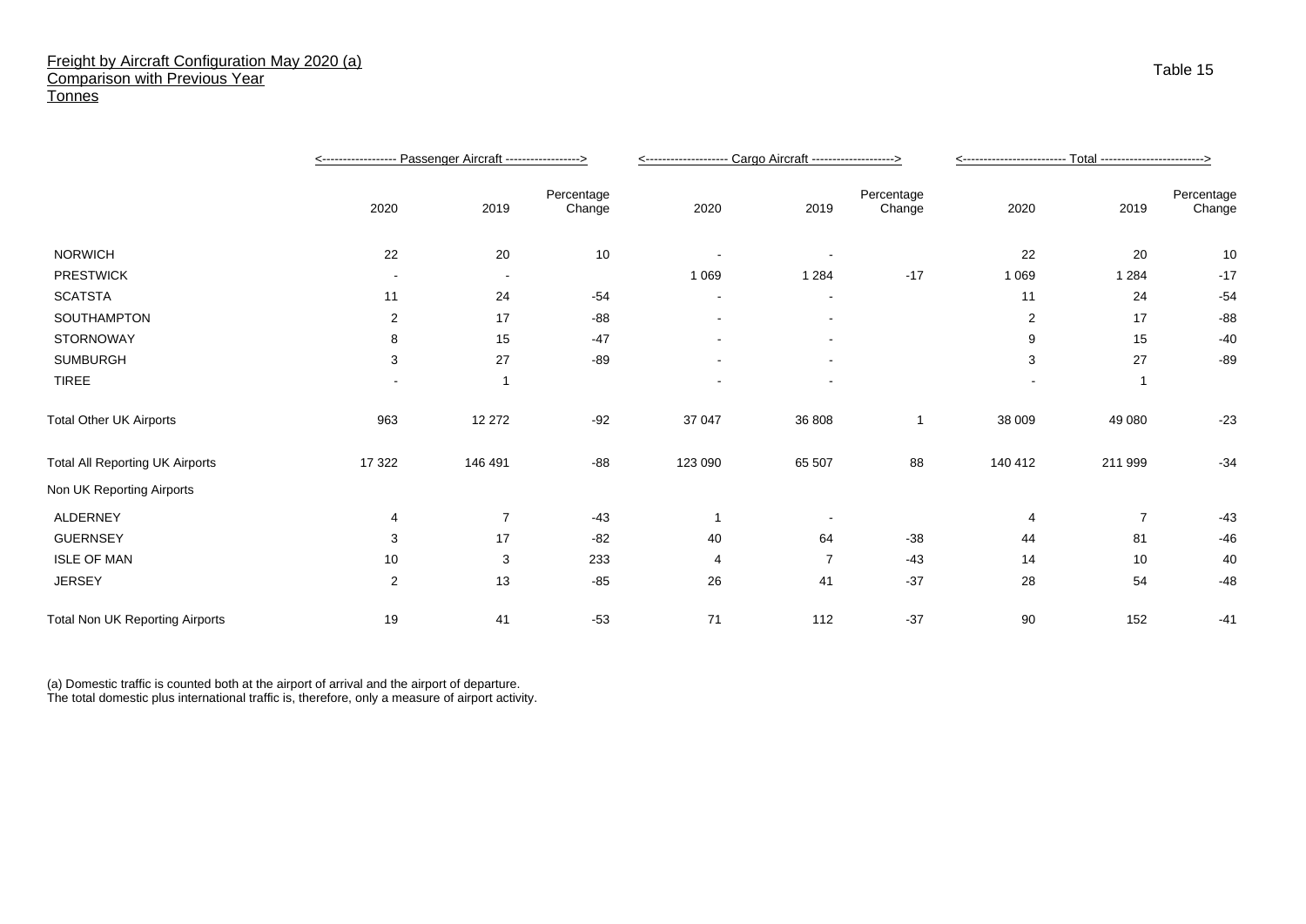Freight by Aircraft Configuration May 2020 (a)
Comparison with Previous Year
Tonnes

Table 15

| | Passenger Aircraft | | | Cargo Aircraft | | | Total | | |
|---|---|---|---|---|---|---|---|---|---|
| | 2020 | 2019 | Percentage Change | 2020 | 2019 | Percentage Change | 2020 | 2019 | Percentage Change |
| NORWICH | 22 | 20 | 10 | - | - | | 22 | 20 | 10 |
| PRESTWICK | - | - | | 1 069 | 1 284 | -17 | 1 069 | 1 284 | -17 |
| SCATSTA | 11 | 24 | -54 | - | - | | 11 | 24 | -54 |
| SOUTHAMPTON | 2 | 17 | -88 | - | - | | 2 | 17 | -88 |
| STORNOWAY | 8 | 15 | -47 | - | - | | 9 | 15 | -40 |
| SUMBURGH | 3 | 27 | -89 | - | - | | 3 | 27 | -89 |
| TIREE | - | 1 | | - | - | | - | 1 | |
| Total Other UK Airports | 963 | 12 272 | -92 | 37 047 | 36 808 | 1 | 38 009 | 49 080 | -23 |
| Total All Reporting UK Airports | 17 322 | 146 491 | -88 | 123 090 | 65 507 | 88 | 140 412 | 211 999 | -34 |
| Non UK Reporting Airports | | | | | | | | | |
| ALDERNEY | 4 | 7 | -43 | 1 | - | | 4 | 7 | -43 |
| GUERNSEY | 3 | 17 | -82 | 40 | 64 | -38 | 44 | 81 | -46 |
| ISLE OF MAN | 10 | 3 | 233 | 4 | 7 | -43 | 14 | 10 | 40 |
| JERSEY | 2 | 13 | -85 | 26 | 41 | -37 | 28 | 54 | -48 |
| Total Non UK Reporting Airports | 19 | 41 | -53 | 71 | 112 | -37 | 90 | 152 | -41 |

(a) Domestic traffic is counted both at the airport of arrival and the airport of departure.
The total domestic plus international traffic is, therefore, only a measure of airport activity.